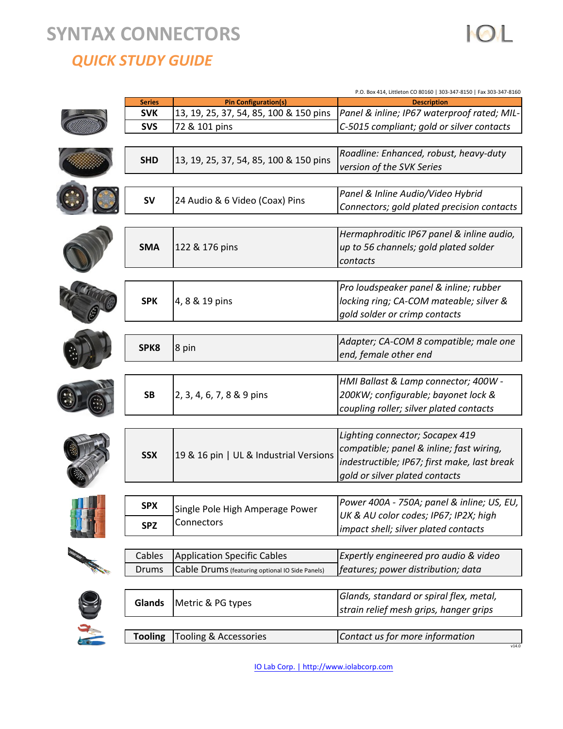# SYNTAX CONNECTORS

## *QUICK STUDY GUIDE*

P.O. Box 414, Littleton CO 80160 | 303-347-8150 | Fax 303-347-8160

| Series | Pin Configuration(s) | Description |
|---|---|---|
| **SVK** | 13, 19, 25, 37, 54, 85, 100 & 150 pins | *Panel & inline; IP67 waterproof rated; MIL-C-5015 compliant; gold or silver contacts* |
| **SVS** | 72 & 101 pins | |
| **SHD** | 13, 19, 25, 37, 54, 85, 100 & 150 pins | *Roadline: Enhanced, robust, heavy-duty version of the SVK Series* |
| **SV** | 24 Audio & 6 Video (Coax) Pins | *Panel & Inline Audio/Video Hybrid Connectors; gold plated precision contacts* |
| **SMA** | 122 & 176 pins | *Hermaphroditic IP67 panel & inline audio, up to 56 channels; gold plated solder contacts* |
| **SPK** | 4, 8 & 19 pins | *Pro loudspeaker panel & inline; rubber locking ring; CA-COM mateable; silver & gold solder or crimp contacts* |
| **SPK8** | 8 pin | *Adapter; CA-COM 8 compatible; male one end, female other end* |
| **SB** | 2, 3, 4, 6, 7, 8 & 9 pins | *HMI Ballast & Lamp connector; 400W - 200KW; configurable; bayonet lock & coupling roller; silver plated contacts* |
| **SSX** | 19 & 16 pin \| UL & Industrial Versions | *Lighting connector; Socapex 419 compatible; panel & inline; fast wiring, indestructible; IP67; first make, last break gold or silver plated contacts* |
| **SPX** | Single Pole High Amperage Power Connectors | *Power 400A - 750A; panel & inline; US, EU, UK & AU color codes; IP67; IP2X; high impact shell; silver plated contacts* |
| **SPZ** | | |
| Cables | Application Specific Cables | *Expertly engineered pro audio & video features; power distribution; data* |
| Drums | Cable Drums (featuring optional IO Side Panels) | |
| **Glands** | Metric & PG types | *Glands, standard or spiral flex, metal, strain relief mesh grips, hanger grips* |
| **Tooling** | Tooling & Accessories | *Contact us for more information* |

v14.0

IO Lab Corp. | http://www.iolabcorp.com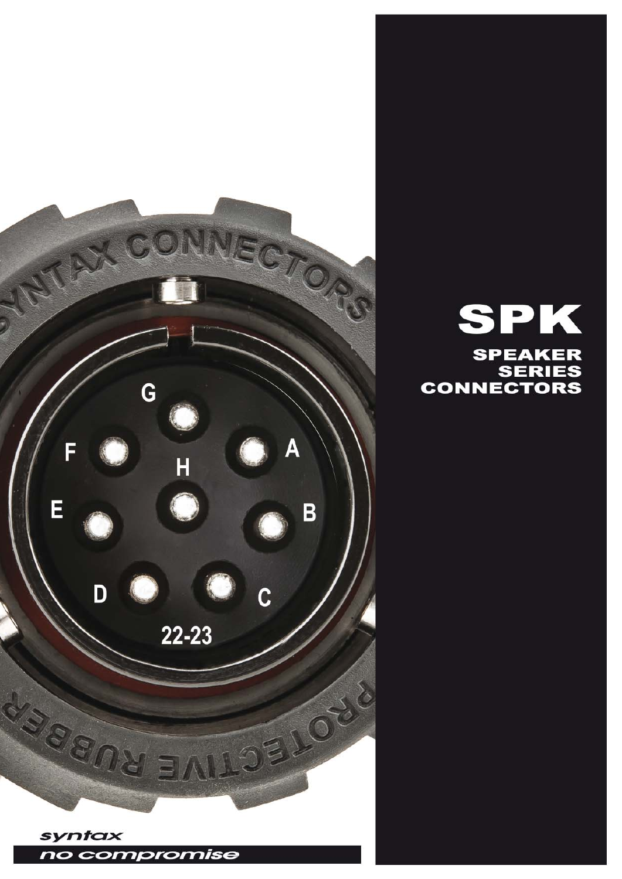# SPK

## SPEAKER SERIES CONNECTORS

*syntax*

*no compromise*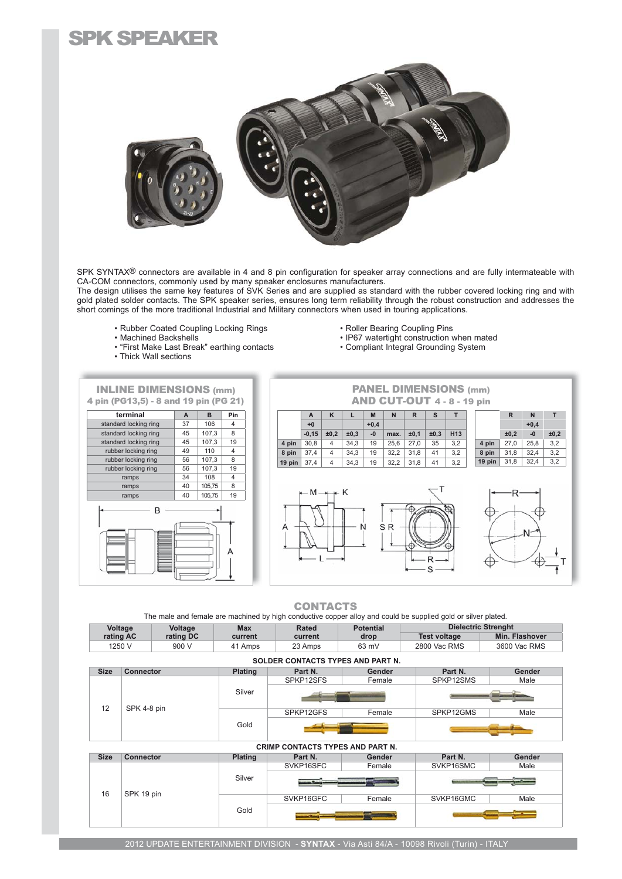# SPK SPEAKER

SPK SYNTAX® connectors are available in 4 and 8 pin configuration for speaker array connections and are fully intermateable with CA-COM connectors, commonly used by many speaker enclosures manufacturers.
The design utilises the same key features of SVK Series and are supplied as standard with the rubber covered locking ring and with gold plated solder contacts. The SPK speaker series, ensures long term reliability through the robust construction and addresses the short comings of the more traditional Industrial and Military connectors when used in touring applications.

- Rubber Coated Coupling Locking Rings
- Machined Backshells
- "First Make Last Break" earthing contacts
- Thick Wall sections
- Roller Bearing Coupling Pins
- IP67 watertight construction when mated
- Compliant Integral Grounding System

## INLINE DIMENSIONS (mm)
### 4 pin (PG13,5) - 8 and 19 pin (PG 21)

| terminal | A | B | Pin |
|---|---|---|---|
| standard locking ring | 37 | 106 | 4 |
| standard locking ring | 45 | 107,3 | 8 |
| standard locking ring | 45 | 107,3 | 19 |
| rubber locking ring | 49 | 110 | 4 |
| rubber locking ring | 56 | 107,3 | 8 |
| rubber locking ring | 56 | 107,3 | 19 |
| ramps | 34 | 108 | 4 |
| ramps | 40 | 105,75 | 8 |
| ramps | 40 | 105,75 | 19 |

## PANEL DIMENSIONS (mm) AND CUT-OUT 4 - 8 - 19 pin

| | A | K | L | M | N | R | S | T |
|---|---|---|---|---|---|---|---|---|
| | +0 | | | +0,4 | | | | |
| | -0,15 | ±0,2 | ±0,3 | -0 | max. | ±0,1 | ±0,3 | H13 |
| 4 pin | 30,8 | 4 | 34,3 | 19 | 25,6 | 27,0 | 35 | 3,2 |
| 8 pin | 37,4 | 4 | 34,3 | 19 | 32,2 | 31,8 | 41 | 3,2 |
| 19 pin | 37,4 | 4 | 34,3 | 19 | 32,2 | 31,8 | 41 | 3,2 |

| | R | N | T |
|---|---|---|---|
| | | +0,4 | |
| | ±0,2 | -0 | ±0,2 |
| 4 pin | 27,0 | 25,8 | 3,2 |
| 8 pin | 31,8 | 32,4 | 3,2 |
| 19 pin | 31,8 | 32,4 | 3,2 |

## CONTACTS

The male and female are machined by high conductive copper alloy and could be supplied gold or silver plated.

| Voltage rating AC | Voltage rating DC | Max current | Rated current | Potential drop | Dielectric Strenght Test voltage | Dielectric Strenght Min. Flashover |
|---|---|---|---|---|---|---|
| 1250 V | 900 V | 41 Amps | 23 Amps | 63 mV | 2800 Vac RMS | 3600 Vac RMS |

### SOLDER CONTACTS TYPES AND PART N.

| Size | Connector | Plating | Part N. | Gender | Part N. | Gender |
|---|---|---|---|---|---|---|
| 12 | SPK 4-8 pin | Silver | SPKP12SFS | Female | SPKP12SMS | Male |
| 12 | SPK 4-8 pin | Gold | SPKP12GFS | Female | SPKP12GMS | Male |

### CRIMP CONTACTS TYPES AND PART N.

| Size | Connector | Plating | Part N. | Gender | Part N. | Gender |
|---|---|---|---|---|---|---|
| 16 | SPK 19 pin | Silver | SVKP16SFC | Female | SVKP16SMC | Male |
| 16 | SPK 19 pin | Gold | SVKP16GFC | Female | SVKP16GMC | Male |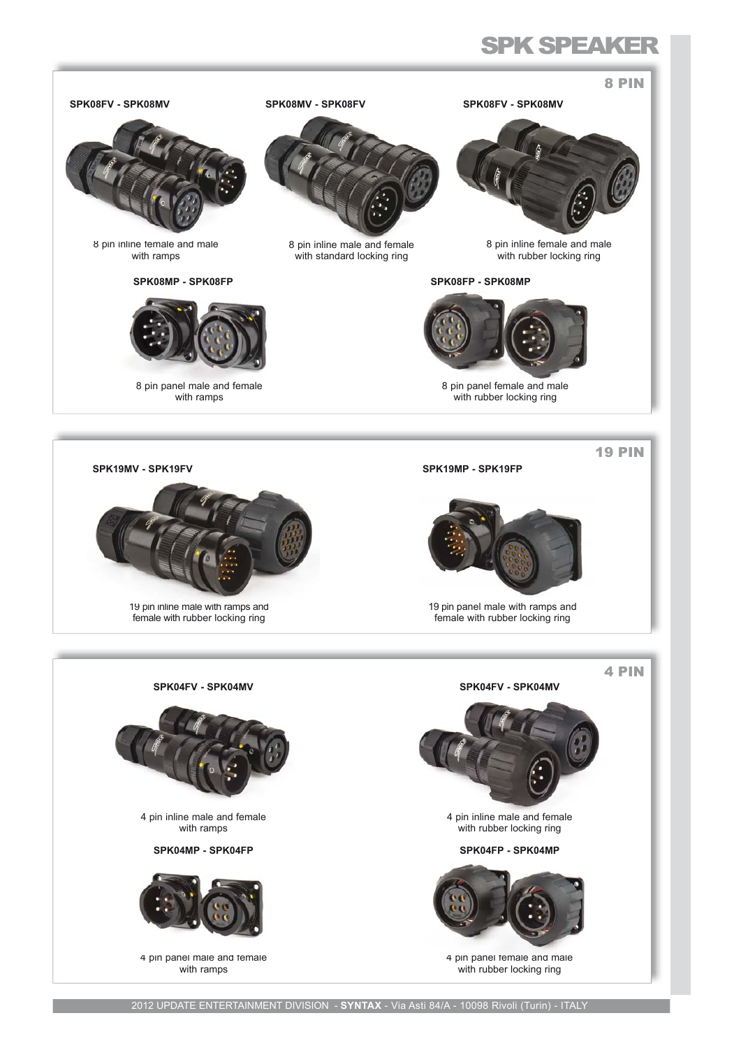# SPK SPEAKER

## 8 PIN

**SPK08FV - SPK08MV**

8 pin inline female and male with ramps

**SPK08MV - SPK08FV**

8 pin inline male and female with standard locking ring

**SPK08FV - SPK08MV**

8 pin inline female and male with rubber locking ring

**SPK08MP - SPK08FP**

8 pin panel male and female with ramps

**SPK08FP - SPK08MP**

8 pin panel female and male with rubber locking ring

## 19 PIN

**SPK19MV - SPK19FV**

19 pin inline male with ramps and female with rubber locking ring

**SPK19MP - SPK19FP**

19 pin panel male with ramps and female with rubber locking ring

## 4 PIN

**SPK04FV - SPK04MV**

4 pin inline male and female with ramps

**SPK04FV - SPK04MV**

4 pin inline male and female with rubber locking ring

**SPK04MP - SPK04FP**

4 pin panel male and female with ramps

**SPK04FP - SPK04MP**

4 pin panel female and male with rubber locking ring

2012 UPDATE ENTERTAINMENT DIVISION - **SYNTAX** - Via Asti 84/A - 10098 Rivoli (Turin) - ITALY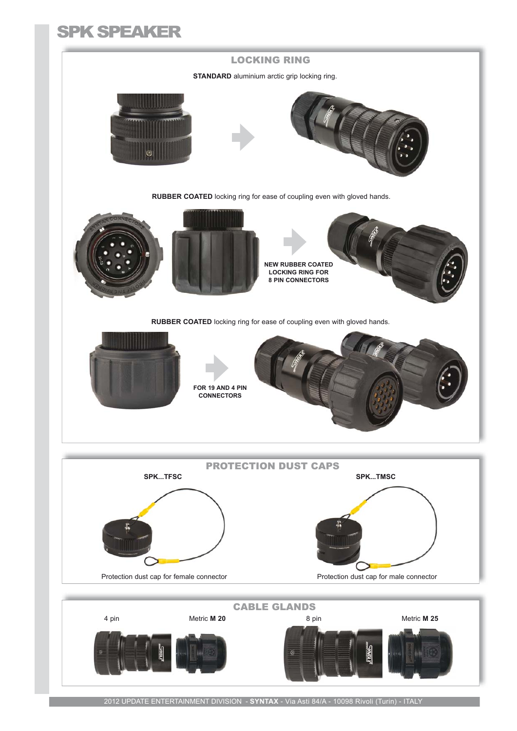# SPK SPEAKER

## LOCKING RING

**STANDARD** aluminium arctic grip locking ring.

**RUBBER COATED** locking ring for ease of coupling even with gloved hands.

**NEW RUBBER COATED LOCKING RING FOR 8 PIN CONNECTORS**

**RUBBER COATED** locking ring for ease of coupling even with gloved hands.

**FOR 19 AND 4 PIN CONNECTORS**

## PROTECTION DUST CAPS

**SPK...TFSC**

Protection dust cap for female connector

**SPK...TMSC**

Protection dust cap for male connector

## CABLE GLANDS

4 pin — Metric **M 20**

8 pin — Metric **M 25**

2012 UPDATE ENTERTAINMENT DIVISION - **SYNTAX** - Via Asti 84/A - 10098 Rivoli (Turin) - ITALY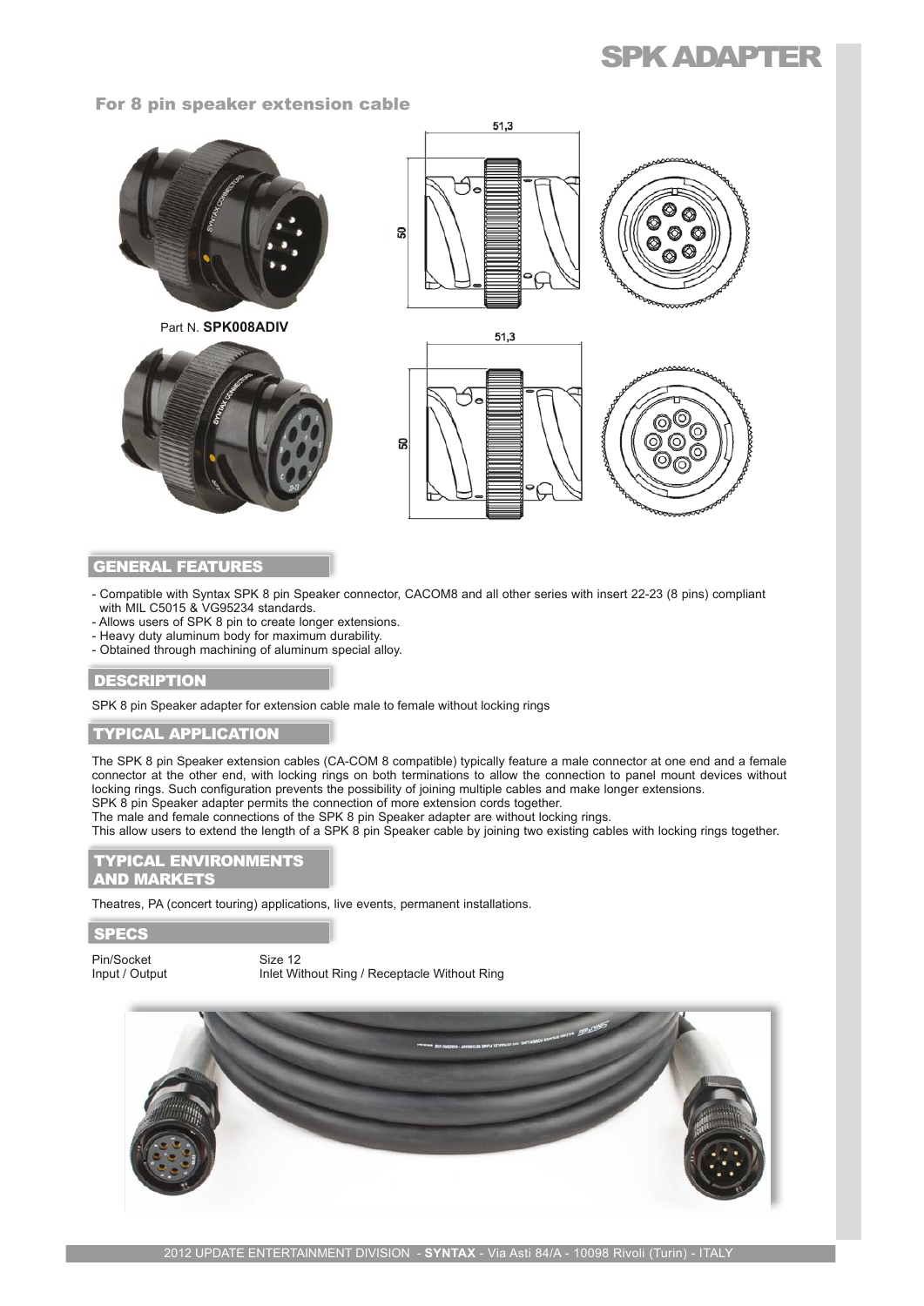# SPK ADAPTER

## For 8 pin speaker extension cable

Part N. **SPK008ADIV**

51,3

50

51,3

50

## GENERAL FEATURES

- Compatible with Syntax SPK 8 pin Speaker connector, CACOM8 and all other series with insert 22-23 (8 pins) compliant with MIL C5015 & VG95234 standards.
- Allows users of SPK 8 pin to create longer extensions.
- Heavy duty aluminum body for maximum durability.
- Obtained through machining of aluminum special alloy.

## DESCRIPTION

SPK 8 pin Speaker adapter for extension cable male to female without locking rings

## TYPICAL APPLICATION

The SPK 8 pin Speaker extension cables (CA-COM 8 compatible) typically feature a male connector at one end and a female connector at the other end, with locking rings on both terminations to allow the connection to panel mount devices without locking rings. Such configuration prevents the possibility of joining multiple cables and make longer extensions.
SPK 8 pin Speaker adapter permits the connection of more extension cords together.
The male and female connections of the SPK 8 pin Speaker adapter are without locking rings.
This allow users to extend the length of a SPK 8 pin Speaker cable by joining two existing cables with locking rings together.

## TYPICAL ENVIRONMENTS AND MARKETS

Theatres, PA (concert touring) applications, live events, permanent installations.

## SPECS

| | |
|---|---|
| Pin/Socket | Size 12 |
| Input / Output | Inlet Without Ring / Receptacle Without Ring |

2012 UPDATE ENTERTAINMENT DIVISION - **SYNTAX** - Via Asti 84/A - 10098 Rivoli (Turin) - ITALY